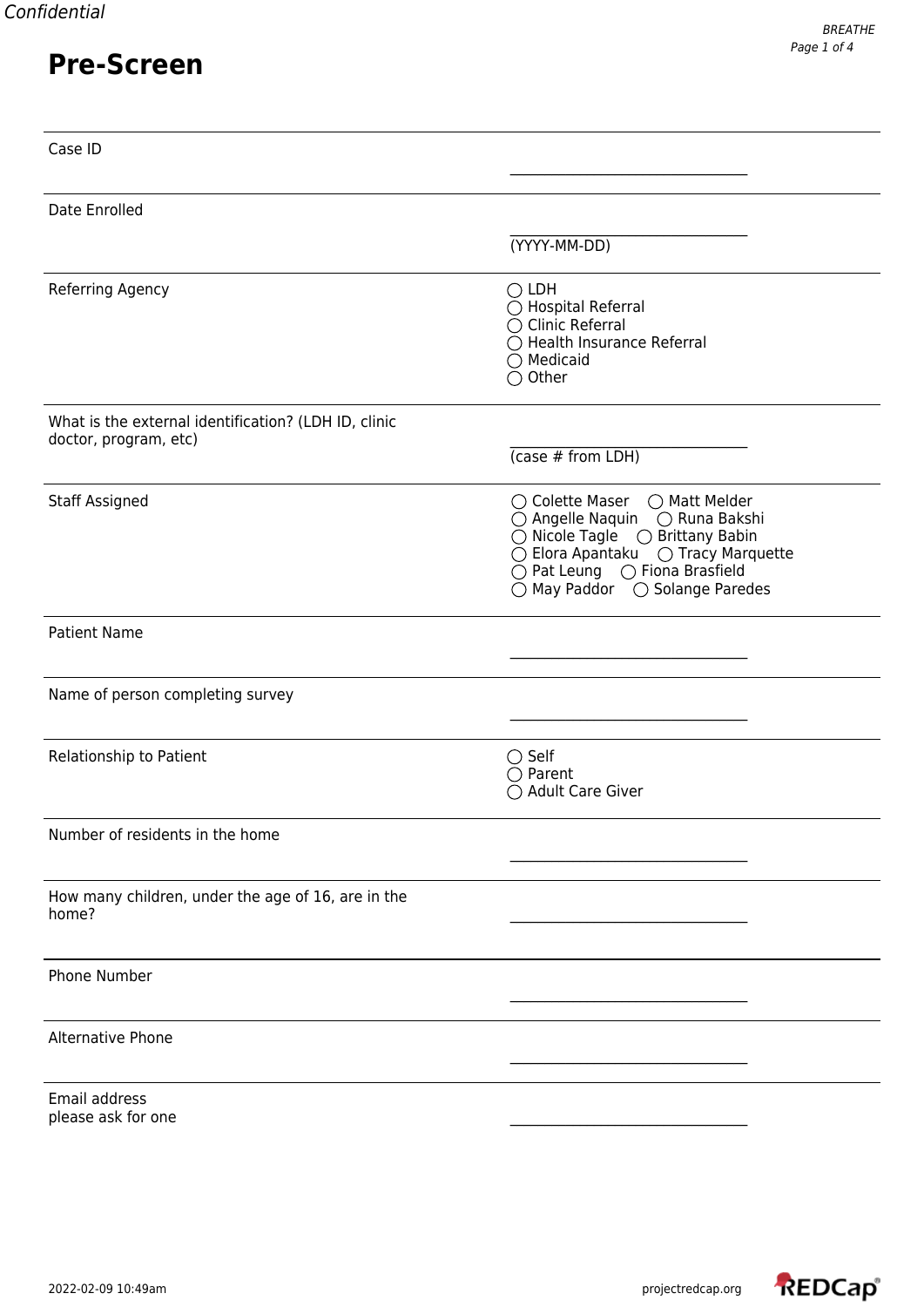Confidential

# Pre-Screen

| | |
|---|---|
| Case ID | ______________________ |
| Date Enrolled | ______________________ (YYYY-MM-DD) |
| Referring Agency | ◯ LDH<br>◯ Hospital Referral<br>◯ Clinic Referral<br>◯ Health Insurance Referral<br>◯ Medicaid<br>◯ Other |
| What is the external identification? (LDH ID, clinic doctor, program, etc) | ______________________ (case # from LDH) |
| Staff Assigned | ◯ Colette Maser ◯ Matt Melder<br>◯ Angelle Naquin ◯ Runa Bakshi<br>◯ Nicole Tagle ◯ Brittany Babin<br>◯ Elora Apantaku ◯ Tracy Marquette<br>◯ Pat Leung ◯ Fiona Brasfield<br>◯ May Paddor ◯ Solange Paredes |
| Patient Name | ______________________ |
| Name of person completing survey | ______________________ |
| Relationship to Patient | ◯ Self<br>◯ Parent<br>◯ Adult Care Giver |
| Number of residents in the home | ______________________ |
| How many children, under the age of 16, are in the home? | ______________________ |
| Phone Number | ______________________ |
| Alternative Phone | ______________________ |
| Email address<br>please ask for one | ______________________ |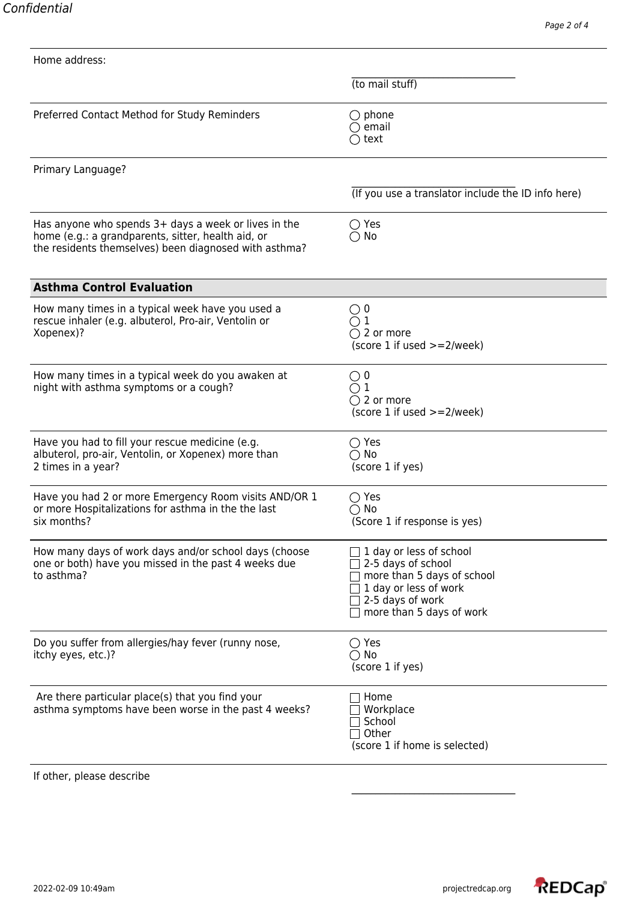| | |
|---|---|
| Home address: | ______________________________ (to mail stuff) |
| Preferred Contact Method for Study Reminders | ◯ phone<br>◯ email<br>◯ text |
| Primary Language? | ______________________________ (If you use a translator include the ID info here) |
| Has anyone who spends 3+ days a week or lives in the home (e.g.: a grandparents, sitter, health aid, or the residents themselves) been diagnosed with asthma? | ◯ Yes<br>◯ No |

## Asthma Control Evaluation

| | |
|---|---|
| How many times in a typical week have you used a rescue inhaler (e.g. albuterol, Pro-air, Ventolin or Xopenex)? | ◯ 0<br>◯ 1<br>◯ 2 or more<br>(score 1 if used >=2/week) |
| How many times in a typical week do you awaken at night with asthma symptoms or a cough? | ◯ 0<br>◯ 1<br>◯ 2 or more<br>(score 1 if used >=2/week) |
| Have you had to fill your rescue medicine (e.g. albuterol, pro-air, Ventolin, or Xopenex) more than 2 times in a year? | ◯ Yes<br>◯ No<br>(score 1 if yes) |
| Have you had 2 or more Emergency Room visits AND/OR 1 or more Hospitalizations for asthma in the the last six months? | ◯ Yes<br>◯ No<br>(Score 1 if response is yes) |
| How many days of work days and/or school days (choose one or both) have you missed in the past 4 weeks due to asthma? | ☐ 1 day or less of school<br>☐ 2-5 days of school<br>☐ more than 5 days of school<br>☐ 1 day or less of work<br>☐ 2-5 days of work<br>☐ more than 5 days of work |
| Do you suffer from allergies/hay fever (runny nose, itchy eyes, etc.)? | ◯ Yes<br>◯ No<br>(score 1 if yes) |
| Are there particular place(s) that you find your asthma symptoms have been worse in the past 4 weeks? | ☐ Home<br>☐ Workplace<br>☐ School<br>☐ Other<br>(score 1 if home is selected) |
| If other, please describe | ______________________________ |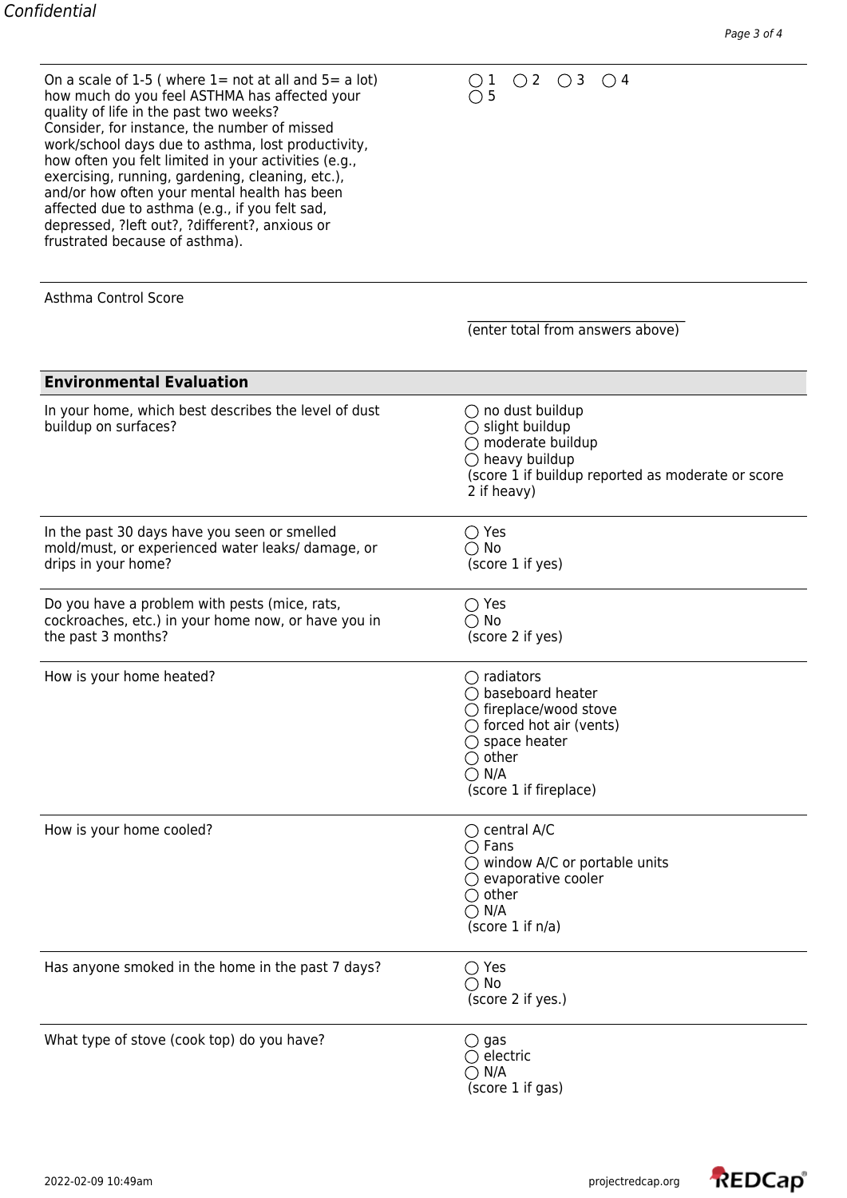| Question | Response |
| --- | --- |
| On a scale of 1-5 ( where 1= not at all and 5= a lot) how much do you feel ASTHMA has affected your quality of life in the past two weeks? Consider, for instance, the number of missed work/school days due to asthma, lost productivity, how often you felt limited in your activities (e.g., exercising, running, gardening, cleaning, etc.), and/or how often your mental health has been affected due to asthma (e.g., if you felt sad, depressed, ?left out?, ?different?, anxious or frustrated because of asthma). | ◯ 1 ◯ 2 ◯ 3 ◯ 4 ◯ 5 |
| Asthma Control Score | __________________________________ (enter total from answers above) |

## Environmental Evaluation

| Question | Response |
| --- | --- |
| In your home, which best describes the level of dust buildup on surfaces? | ◯ no dust buildup<br>◯ slight buildup<br>◯ moderate buildup<br>◯ heavy buildup<br>(score 1 if buildup reported as moderate or score 2 if heavy) |
| In the past 30 days have you seen or smelled mold/must, or experienced water leaks/ damage, or drips in your home? | ◯ Yes<br>◯ No<br>(score 1 if yes) |
| Do you have a problem with pests (mice, rats, cockroaches, etc.) in your home now, or have you in the past 3 months? | ◯ Yes<br>◯ No<br>(score 2 if yes) |
| How is your home heated? | ◯ radiators<br>◯ baseboard heater<br>◯ fireplace/wood stove<br>◯ forced hot air (vents)<br>◯ space heater<br>◯ other<br>◯ N/A<br>(score 1 if fireplace) |
| How is your home cooled? | ◯ central A/C<br>◯ Fans<br>◯ window A/C or portable units<br>◯ evaporative cooler<br>◯ other<br>◯ N/A<br>(score 1 if n/a) |
| Has anyone smoked in the home in the past 7 days? | ◯ Yes<br>◯ No<br>(score 2 if yes.) |
| What type of stove (cook top) do you have? | ◯ gas<br>◯ electric<br>◯ N/A<br>(score 1 if gas) |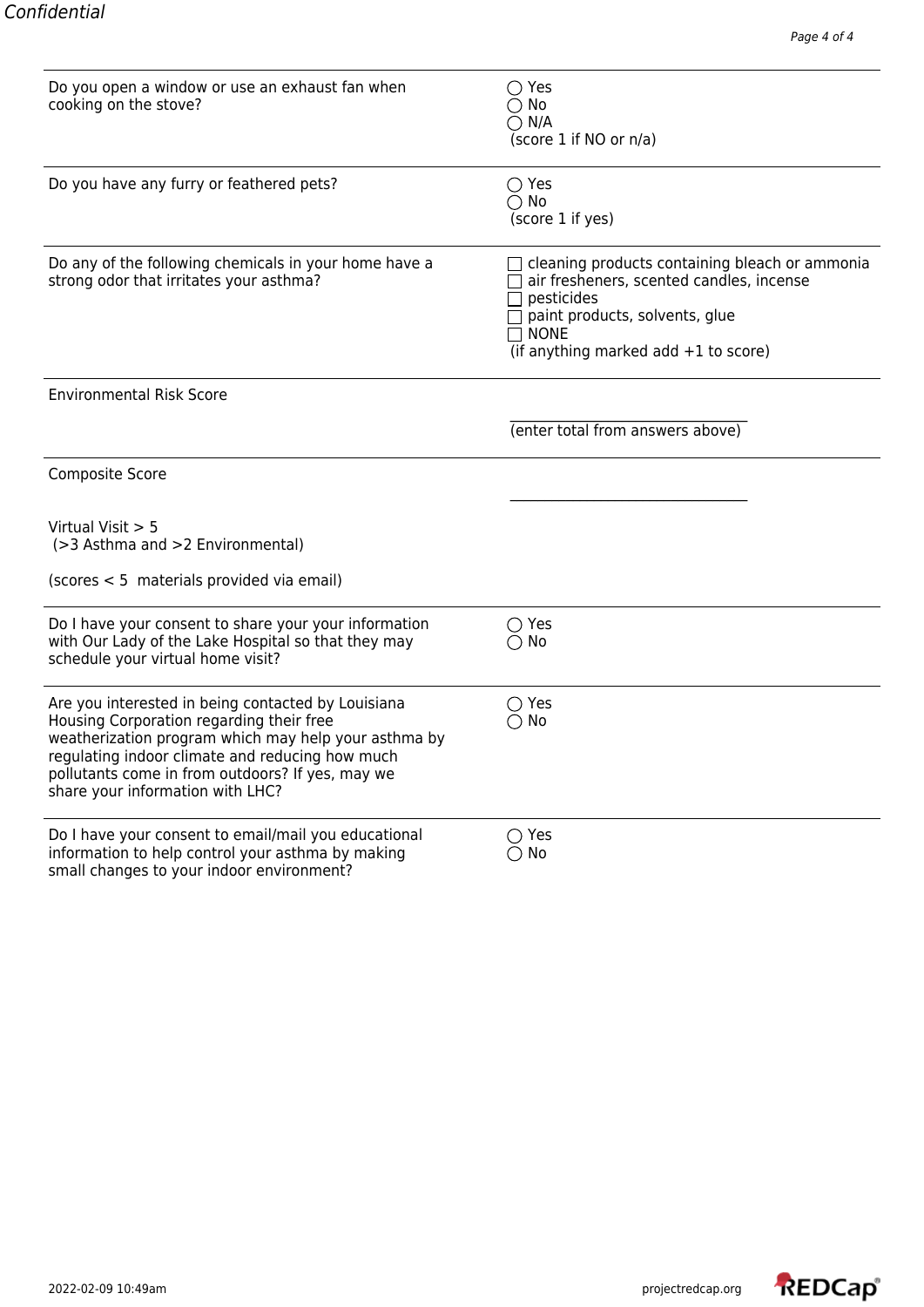| | |
|---|---|
| Do you open a window or use an exhaust fan when cooking on the stove? | ◯ Yes<br>◯ No<br>◯ N/A<br>(score 1 if NO or n/a) |
| Do you have any furry or feathered pets? | ◯ Yes<br>◯ No<br>(score 1 if yes) |
| Do any of the following chemicals in your home have a strong odor that irritates your asthma? | ☐ cleaning products containing bleach or ammonia<br>☐ air fresheners, scented candles, incense<br>☐ pesticides<br>☐ paint products, solvents, glue<br>☐ NONE<br>(if anything marked add +1 to score) |
| Environmental Risk Score | \_\_\_\_\_\_\_\_\_\_\_\_\_\_\_\_\_\_\_\_\_\_\_\_\_\_\_\_\_\_<br>(enter total from answers above) |
| Composite Score<br><br>Virtual Visit > 5<br>(>3 Asthma and >2 Environmental)<br><br>(scores < 5 materials provided via email) | \_\_\_\_\_\_\_\_\_\_\_\_\_\_\_\_\_\_\_\_\_\_\_\_\_\_\_\_\_\_ |
| Do I have your consent to share your your information with Our Lady of the Lake Hospital so that they may schedule your virtual home visit? | ◯ Yes<br>◯ No |
| Are you interested in being contacted by Louisiana Housing Corporation regarding their free weatherization program which may help your asthma by regulating indoor climate and reducing how much pollutants come in from outdoors? If yes, may we share your information with LHC? | ◯ Yes<br>◯ No |
| Do I have your consent to email/mail you educational information to help control your asthma by making small changes to your indoor environment? | ◯ Yes<br>◯ No |